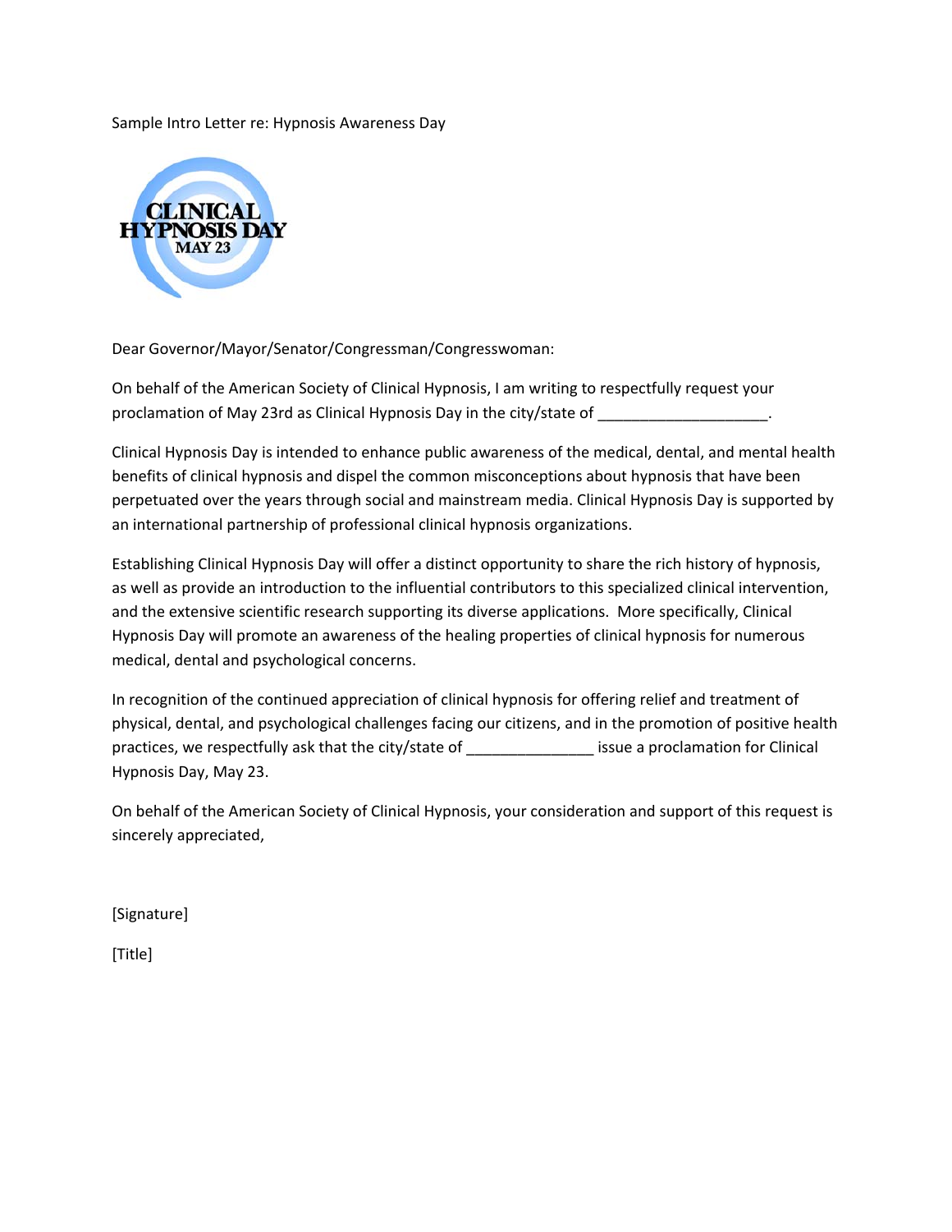Sample Intro Letter re: Hypnosis Awareness Day

CLINICAL HYPNOSIS DAY
MAY 23

Dear Governor/Mayor/Senator/Congressman/Congresswoman:

On behalf of the American Society of Clinical Hypnosis, I am writing to respectfully request your proclamation of May 23rd as Clinical Hypnosis Day in the city/state of ____________________.

Clinical Hypnosis Day is intended to enhance public awareness of the medical, dental, and mental health benefits of clinical hypnosis and dispel the common misconceptions about hypnosis that have been perpetuated over the years through social and mainstream media. Clinical Hypnosis Day is supported by an international partnership of professional clinical hypnosis organizations.

Establishing Clinical Hypnosis Day will offer a distinct opportunity to share the rich history of hypnosis, as well as provide an introduction to the influential contributors to this specialized clinical intervention, and the extensive scientific research supporting its diverse applications. More specifically, Clinical Hypnosis Day will promote an awareness of the healing properties of clinical hypnosis for numerous medical, dental and psychological concerns.

In recognition of the continued appreciation of clinical hypnosis for offering relief and treatment of physical, dental, and psychological challenges facing our citizens, and in the promotion of positive health practices, we respectfully ask that the city/state of _______________ issue a proclamation for Clinical Hypnosis Day, May 23.

On behalf of the American Society of Clinical Hypnosis, your consideration and support of this request is sincerely appreciated,

[Signature]

[Title]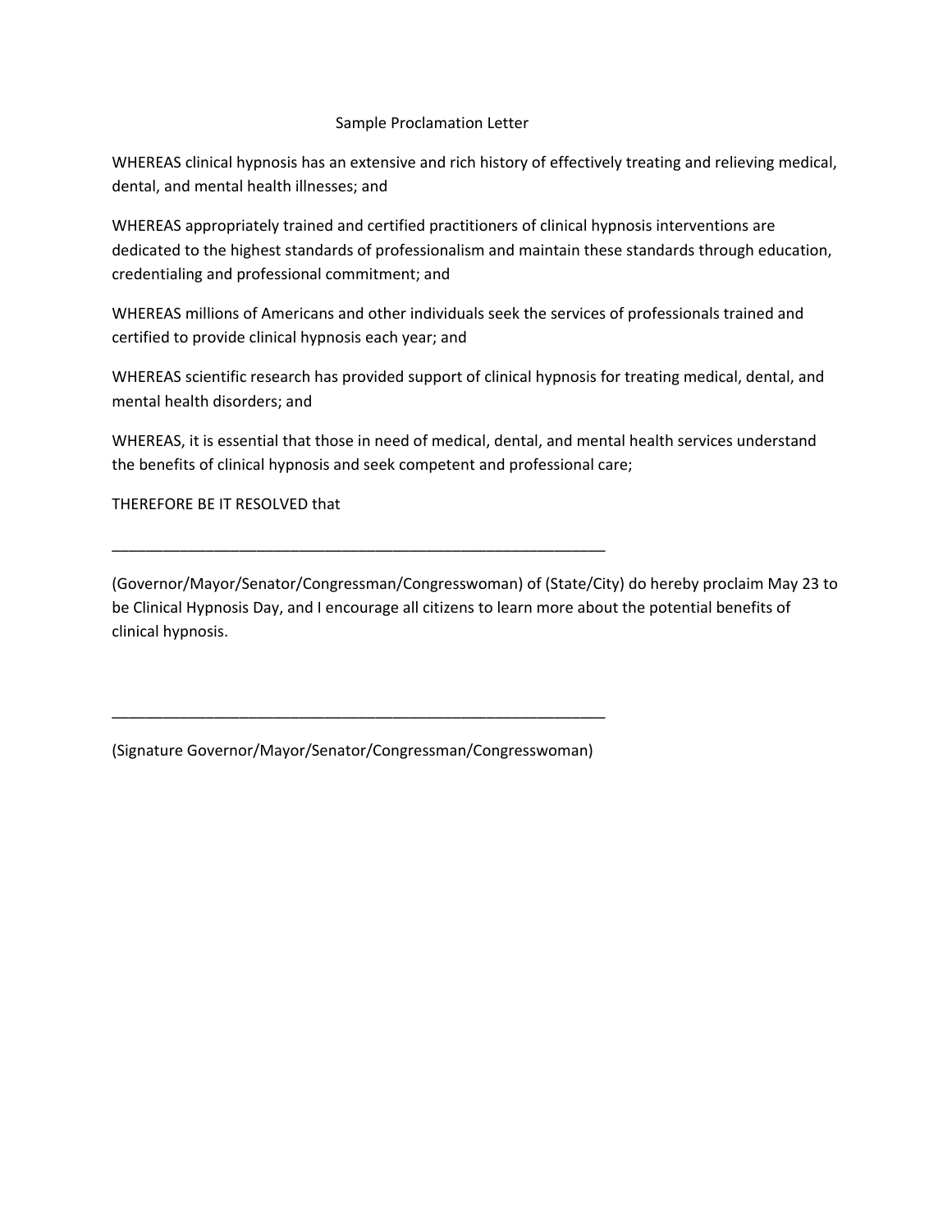Sample Proclamation Letter

WHEREAS clinical hypnosis has an extensive and rich history of effectively treating and relieving medical, dental, and mental health illnesses; and

WHEREAS appropriately trained and certified practitioners of clinical hypnosis interventions are dedicated to the highest standards of professionalism and maintain these standards through education, credentialing and professional commitment; and

WHEREAS millions of Americans and other individuals seek the services of professionals trained and certified to provide clinical hypnosis each year; and

WHEREAS scientific research has provided support of clinical hypnosis for treating medical, dental, and mental health disorders; and

WHEREAS, it is essential that those in need of medical, dental, and mental health services understand the benefits of clinical hypnosis and seek competent and professional care;

THEREFORE BE IT RESOLVED that

\_\_\_\_\_\_\_\_\_\_\_\_\_\_\_\_\_\_\_\_\_\_\_\_\_\_\_\_\_\_\_\_\_\_\_\_\_\_\_\_\_\_\_\_\_\_\_\_\_\_\_\_\_\_\_\_\_\_\_\_

(Governor/Mayor/Senator/Congressman/Congresswoman) of (State/City) do hereby proclaim May 23 to be Clinical Hypnosis Day, and I encourage all citizens to learn more about the potential benefits of clinical hypnosis.

\_\_\_\_\_\_\_\_\_\_\_\_\_\_\_\_\_\_\_\_\_\_\_\_\_\_\_\_\_\_\_\_\_\_\_\_\_\_\_\_\_\_\_\_\_\_\_\_\_\_\_\_\_\_\_\_\_\_\_\_

(Signature Governor/Mayor/Senator/Congressman/Congresswoman)